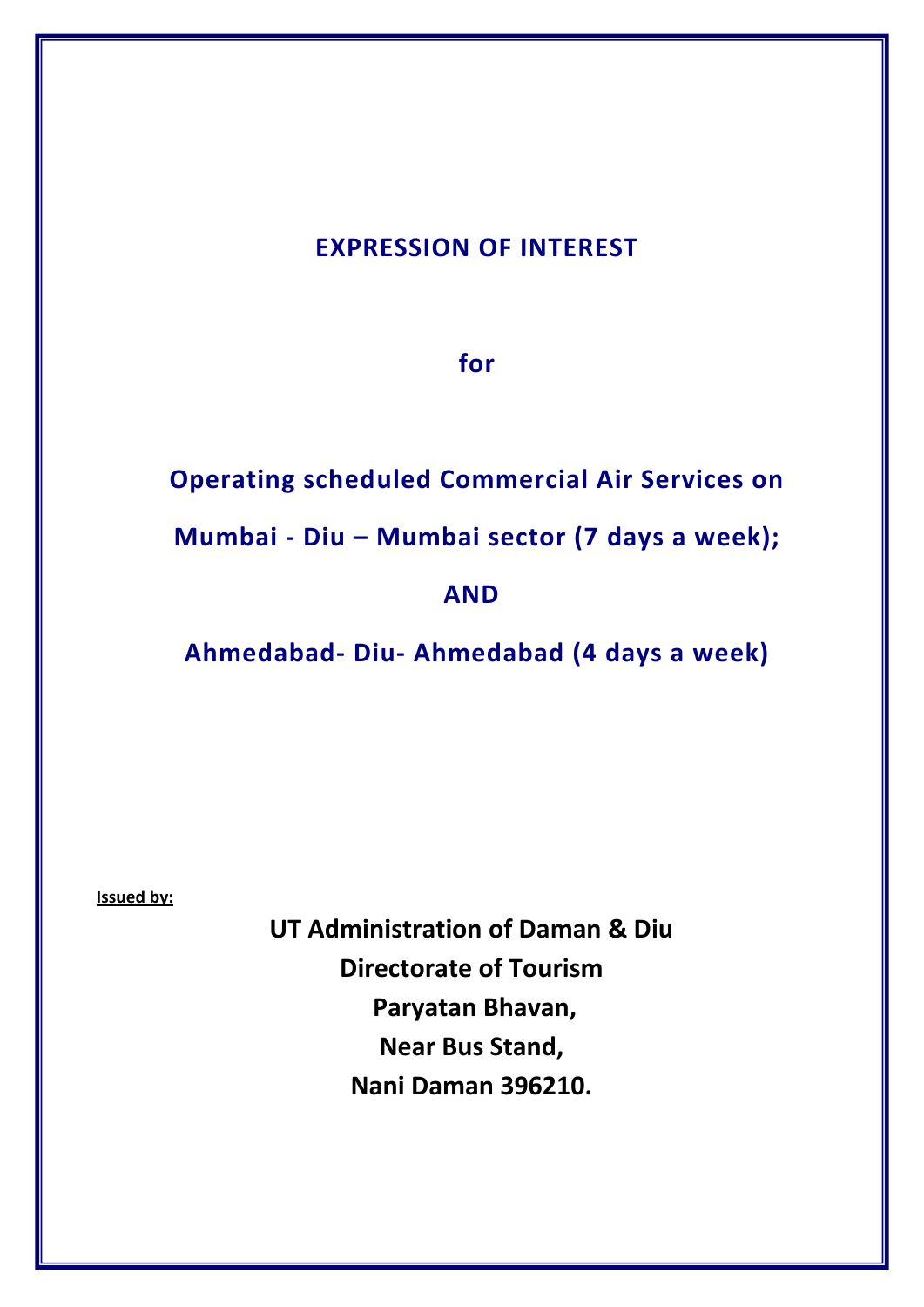# EXPRESSION OF INTEREST

## for

## Operating scheduled Commercial Air Services on Mumbai - Diu – Mumbai sector (7 days a week);

## AND

## Ahmedabad- Diu- Ahmedabad (4 days a week)

**Issued by:**

**UT Administration of Daman & Diu**
**Directorate of Tourism**
**Paryatan Bhavan,**
**Near Bus Stand,**
**Nani Daman 396210.**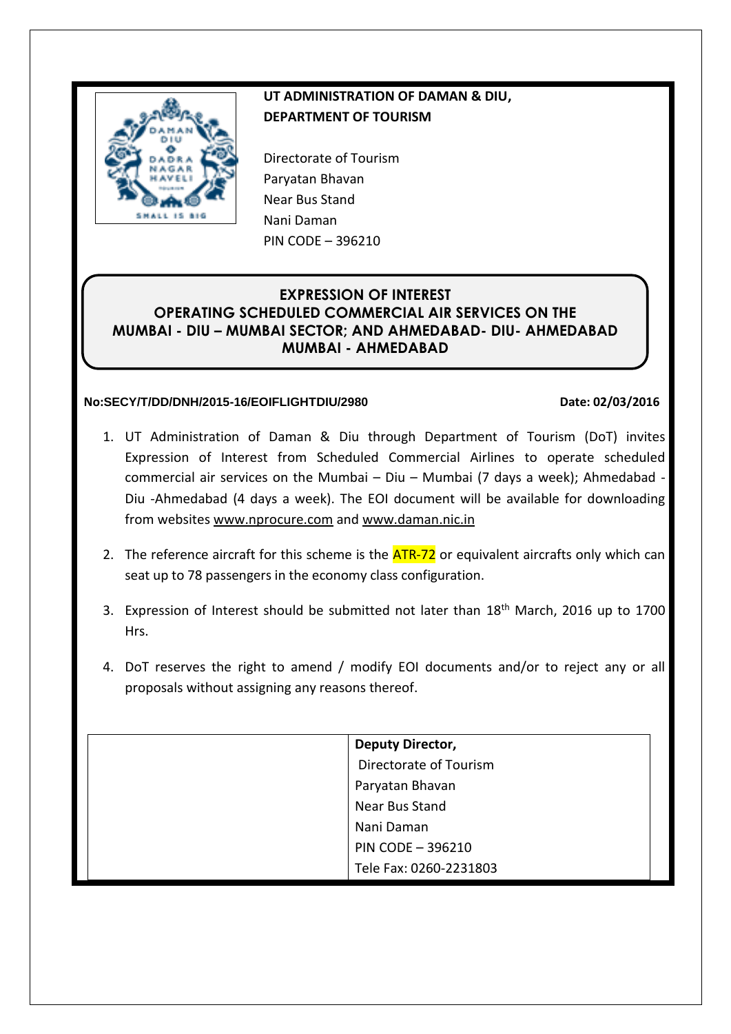**UT ADMINISTRATION OF DAMAN & DIU,**
**DEPARTMENT OF TOURISM**

Directorate of Tourism
Paryatan Bhavan
Near Bus Stand
Nani Daman
PIN CODE – 396210

# EXPRESSION OF INTEREST
## OPERATING SCHEDULED COMMERCIAL AIR SERVICES ON THE MUMBAI - DIU – MUMBAI SECTOR; AND AHMEDABAD- DIU- AHMEDABAD MUMBAI - AHMEDABAD

**No:SECY/T/DD/DNH/2015-16/EOIFLIGHTDIU/2980** **Date: 02/03/2016**

1. UT Administration of Daman & Diu through Department of Tourism (DoT) invites Expression of Interest from Scheduled Commercial Airlines to operate scheduled commercial air services on the Mumbai – Diu – Mumbai (7 days a week); Ahmedabad - Diu -Ahmedabad (4 days a week). The EOI document will be available for downloading from websites www.nprocure.com and www.daman.nic.in

2. The reference aircraft for this scheme is the ATR-72 or equivalent aircrafts only which can seat up to 78 passengers in the economy class configuration.

3. Expression of Interest should be submitted not later than 18th March, 2016 up to 1700 Hrs.

4. DoT reserves the right to amend / modify EOI documents and/or to reject any or all proposals without assigning any reasons thereof.

|  | **Deputy Director,**<br>Directorate of Tourism<br>Paryatan Bhavan<br>Near Bus Stand<br>Nani Daman<br>PIN CODE – 396210<br>Tele Fax: 0260-2231803 |
|---|---|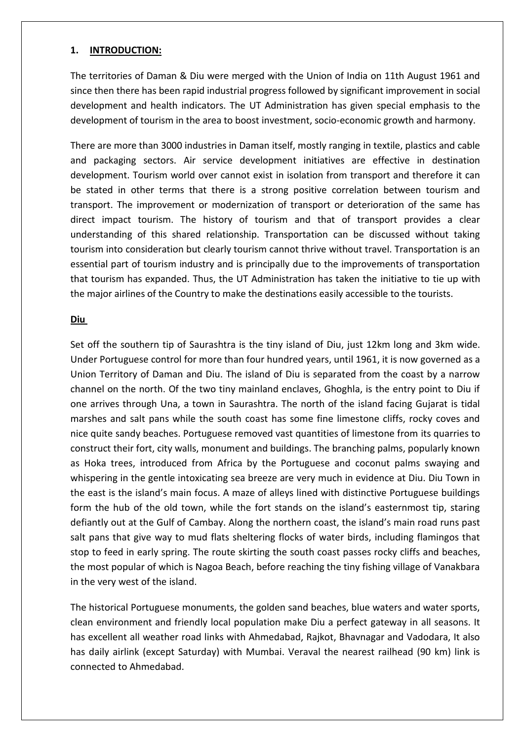## 1. INTRODUCTION:

The territories of Daman & Diu were merged with the Union of India on 11th August 1961 and since then there has been rapid industrial progress followed by significant improvement in social development and health indicators. The UT Administration has given special emphasis to the development of tourism in the area to boost investment, socio-economic growth and harmony.

There are more than 3000 industries in Daman itself, mostly ranging in textile, plastics and cable and packaging sectors. Air service development initiatives are effective in destination development. Tourism world over cannot exist in isolation from transport and therefore it can be stated in other terms that there is a strong positive correlation between tourism and transport. The improvement or modernization of transport or deterioration of the same has direct impact tourism. The history of tourism and that of transport provides a clear understanding of this shared relationship. Transportation can be discussed without taking tourism into consideration but clearly tourism cannot thrive without travel. Transportation is an essential part of tourism industry and is principally due to the improvements of transportation that tourism has expanded. Thus, the UT Administration has taken the initiative to tie up with the major airlines of the Country to make the destinations easily accessible to the tourists.

### Diu

Set off the southern tip of Saurashtra is the tiny island of Diu, just 12km long and 3km wide. Under Portuguese control for more than four hundred years, until 1961, it is now governed as a Union Territory of Daman and Diu. The island of Diu is separated from the coast by a narrow channel on the north. Of the two tiny mainland enclaves, Ghoghla, is the entry point to Diu if one arrives through Una, a town in Saurashtra. The north of the island facing Gujarat is tidal marshes and salt pans while the south coast has some fine limestone cliffs, rocky coves and nice quite sandy beaches. Portuguese removed vast quantities of limestone from its quarries to construct their fort, city walls, monument and buildings. The branching palms, popularly known as Hoka trees, introduced from Africa by the Portuguese and coconut palms swaying and whispering in the gentle intoxicating sea breeze are very much in evidence at Diu. Diu Town in the east is the island's main focus. A maze of alleys lined with distinctive Portuguese buildings form the hub of the old town, while the fort stands on the island's easternmost tip, staring defiantly out at the Gulf of Cambay. Along the northern coast, the island's main road runs past salt pans that give way to mud flats sheltering flocks of water birds, including flamingos that stop to feed in early spring. The route skirting the south coast passes rocky cliffs and beaches, the most popular of which is Nagoa Beach, before reaching the tiny fishing village of Vanakbara in the very west of the island.

The historical Portuguese monuments, the golden sand beaches, blue waters and water sports, clean environment and friendly local population make Diu a perfect gateway in all seasons. It has excellent all weather road links with Ahmedabad, Rajkot, Bhavnagar and Vadodara, It also has daily airlink (except Saturday) with Mumbai. Veraval the nearest railhead (90 km) link is connected to Ahmedabad.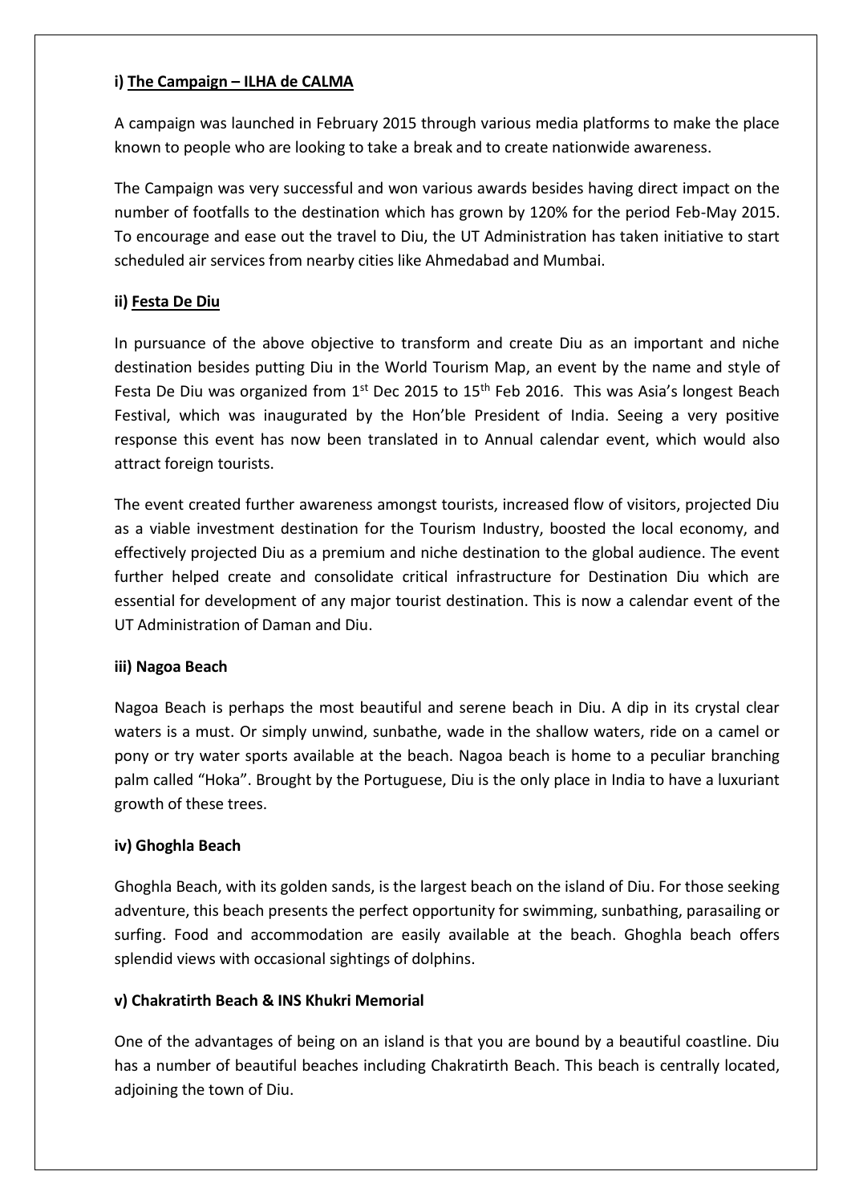### i) The Campaign – ILHA de CALMA

A campaign was launched in February 2015 through various media platforms to make the place known to people who are looking to take a break and to create nationwide awareness.

The Campaign was very successful and won various awards besides having direct impact on the number of footfalls to the destination which has grown by 120% for the period Feb-May 2015. To encourage and ease out the travel to Diu, the UT Administration has taken initiative to start scheduled air services from nearby cities like Ahmedabad and Mumbai.

### ii) Festa De Diu

In pursuance of the above objective to transform and create Diu as an important and niche destination besides putting Diu in the World Tourism Map, an event by the name and style of Festa De Diu was organized from 1st Dec 2015 to 15th Feb 2016. This was Asia's longest Beach Festival, which was inaugurated by the Hon'ble President of India. Seeing a very positive response this event has now been translated in to Annual calendar event, which would also attract foreign tourists.

The event created further awareness amongst tourists, increased flow of visitors, projected Diu as a viable investment destination for the Tourism Industry, boosted the local economy, and effectively projected Diu as a premium and niche destination to the global audience. The event further helped create and consolidate critical infrastructure for Destination Diu which are essential for development of any major tourist destination. This is now a calendar event of the UT Administration of Daman and Diu.

### iii) Nagoa Beach

Nagoa Beach is perhaps the most beautiful and serene beach in Diu. A dip in its crystal clear waters is a must. Or simply unwind, sunbathe, wade in the shallow waters, ride on a camel or pony or try water sports available at the beach. Nagoa beach is home to a peculiar branching palm called "Hoka". Brought by the Portuguese, Diu is the only place in India to have a luxuriant growth of these trees.

### iv) Ghoghla Beach

Ghoghla Beach, with its golden sands, is the largest beach on the island of Diu. For those seeking adventure, this beach presents the perfect opportunity for swimming, sunbathing, parasailing or surfing. Food and accommodation are easily available at the beach. Ghoghla beach offers splendid views with occasional sightings of dolphins.

### v) Chakratirth Beach & INS Khukri Memorial

One of the advantages of being on an island is that you are bound by a beautiful coastline. Diu has a number of beautiful beaches including Chakratirth Beach. This beach is centrally located, adjoining the town of Diu.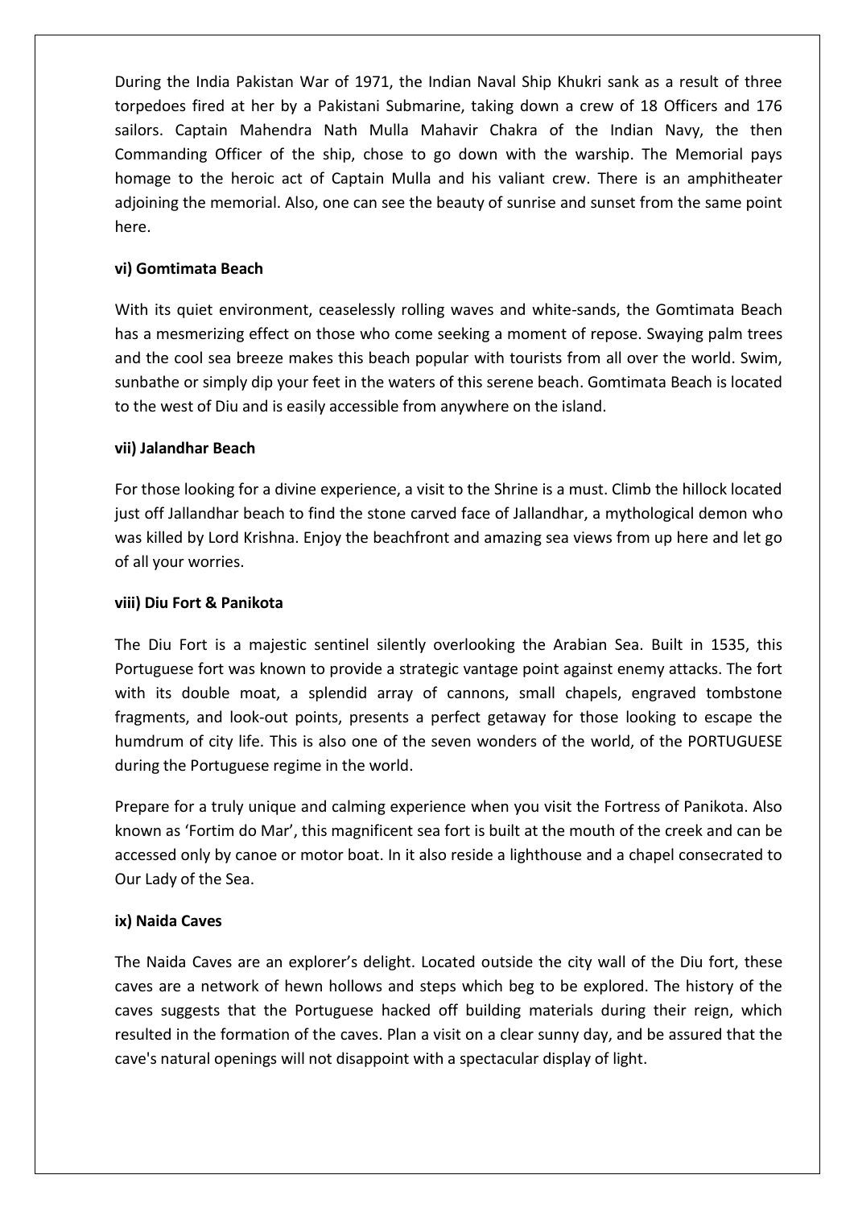During the India Pakistan War of 1971, the Indian Naval Ship Khukri sank as a result of three torpedoes fired at her by a Pakistani Submarine, taking down a crew of 18 Officers and 176 sailors. Captain Mahendra Nath Mulla Mahavir Chakra of the Indian Navy, the then Commanding Officer of the ship, chose to go down with the warship. The Memorial pays homage to the heroic act of Captain Mulla and his valiant crew. There is an amphitheater adjoining the memorial. Also, one can see the beauty of sunrise and sunset from the same point here.

**vi) Gomtimata Beach**

With its quiet environment, ceaselessly rolling waves and white-sands, the Gomtimata Beach has a mesmerizing effect on those who come seeking a moment of repose. Swaying palm trees and the cool sea breeze makes this beach popular with tourists from all over the world. Swim, sunbathe or simply dip your feet in the waters of this serene beach. Gomtimata Beach is located to the west of Diu and is easily accessible from anywhere on the island.

**vii) Jalandhar Beach**

For those looking for a divine experience, a visit to the Shrine is a must. Climb the hillock located just off Jallandhar beach to find the stone carved face of Jallandhar, a mythological demon who was killed by Lord Krishna. Enjoy the beachfront and amazing sea views from up here and let go of all your worries.

**viii) Diu Fort & Panikota**

The Diu Fort is a majestic sentinel silently overlooking the Arabian Sea. Built in 1535, this Portuguese fort was known to provide a strategic vantage point against enemy attacks. The fort with its double moat, a splendid array of cannons, small chapels, engraved tombstone fragments, and look-out points, presents a perfect getaway for those looking to escape the humdrum of city life. This is also one of the seven wonders of the world, of the PORTUGUESE during the Portuguese regime in the world.

Prepare for a truly unique and calming experience when you visit the Fortress of Panikota. Also known as 'Fortim do Mar', this magnificent sea fort is built at the mouth of the creek and can be accessed only by canoe or motor boat. In it also reside a lighthouse and a chapel consecrated to Our Lady of the Sea.

**ix) Naida Caves**

The Naida Caves are an explorer's delight. Located outside the city wall of the Diu fort, these caves are a network of hewn hollows and steps which beg to be explored. The history of the caves suggests that the Portuguese hacked off building materials during their reign, which resulted in the formation of the caves. Plan a visit on a clear sunny day, and be assured that the cave's natural openings will not disappoint with a spectacular display of light.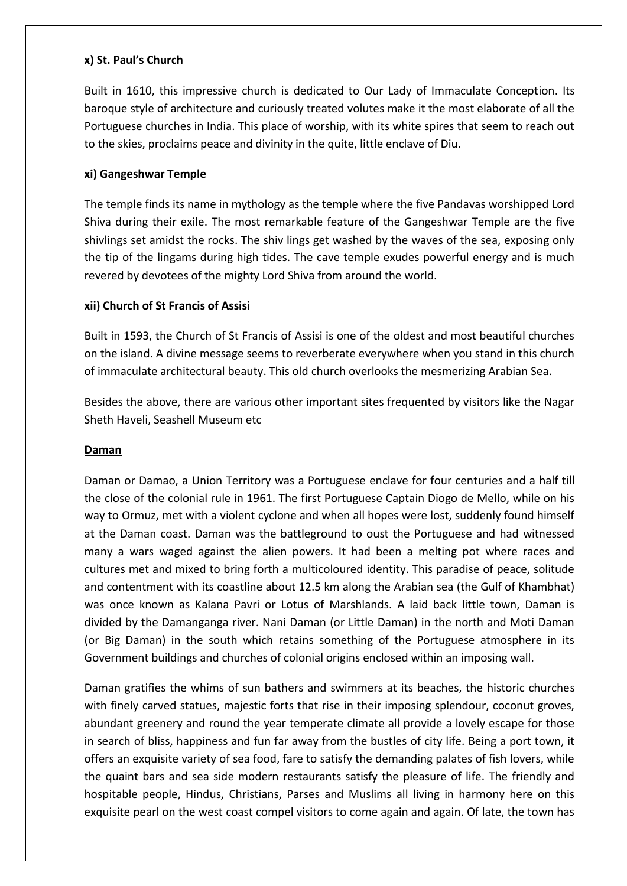**x) St. Paul's Church**

Built in 1610, this impressive church is dedicated to Our Lady of Immaculate Conception. Its baroque style of architecture and curiously treated volutes make it the most elaborate of all the Portuguese churches in India. This place of worship, with its white spires that seem to reach out to the skies, proclaims peace and divinity in the quite, little enclave of Diu.

**xi) Gangeshwar Temple**

The temple finds its name in mythology as the temple where the five Pandavas worshipped Lord Shiva during their exile. The most remarkable feature of the Gangeshwar Temple are the five shivlings set amidst the rocks. The shiv lings get washed by the waves of the sea, exposing only the tip of the lingams during high tides. The cave temple exudes powerful energy and is much revered by devotees of the mighty Lord Shiva from around the world.

**xii) Church of St Francis of Assisi**

Built in 1593, the Church of St Francis of Assisi is one of the oldest and most beautiful churches on the island. A divine message seems to reverberate everywhere when you stand in this church of immaculate architectural beauty. This old church overlooks the mesmerizing Arabian Sea.

Besides the above, there are various other important sites frequented by visitors like the Nagar Sheth Haveli, Seashell Museum etc

**Daman**

Daman or Damao, a Union Territory was a Portuguese enclave for four centuries and a half till the close of the colonial rule in 1961. The first Portuguese Captain Diogo de Mello, while on his way to Ormuz, met with a violent cyclone and when all hopes were lost, suddenly found himself at the Daman coast. Daman was the battleground to oust the Portuguese and had witnessed many a wars waged against the alien powers. It had been a melting pot where races and cultures met and mixed to bring forth a multicoloured identity. This paradise of peace, solitude and contentment with its coastline about 12.5 km along the Arabian sea (the Gulf of Khambhat) was once known as Kalana Pavri or Lotus of Marshlands. A laid back little town, Daman is divided by the Damanganga river. Nani Daman (or Little Daman) in the north and Moti Daman (or Big Daman) in the south which retains something of the Portuguese atmosphere in its Government buildings and churches of colonial origins enclosed within an imposing wall.

Daman gratifies the whims of sun bathers and swimmers at its beaches, the historic churches with finely carved statues, majestic forts that rise in their imposing splendour, coconut groves, abundant greenery and round the year temperate climate all provide a lovely escape for those in search of bliss, happiness and fun far away from the bustles of city life. Being a port town, it offers an exquisite variety of sea food, fare to satisfy the demanding palates of fish lovers, while the quaint bars and sea side modern restaurants satisfy the pleasure of life. The friendly and hospitable people, Hindus, Christians, Parses and Muslims all living in harmony here on this exquisite pearl on the west coast compel visitors to come again and again. Of late, the town has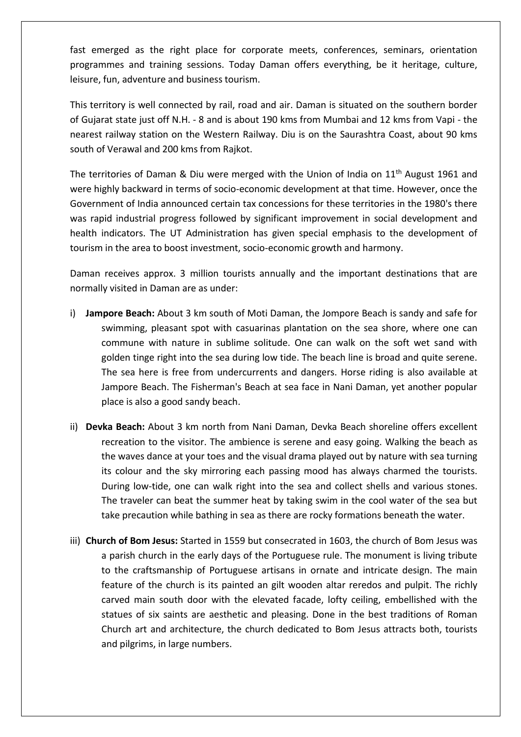fast emerged as the right place for corporate meets, conferences, seminars, orientation programmes and training sessions. Today Daman offers everything, be it heritage, culture, leisure, fun, adventure and business tourism.

This territory is well connected by rail, road and air. Daman is situated on the southern border of Gujarat state just off N.H. - 8 and is about 190 kms from Mumbai and 12 kms from Vapi - the nearest railway station on the Western Railway. Diu is on the Saurashtra Coast, about 90 kms south of Verawal and 200 kms from Rajkot.

The territories of Daman & Diu were merged with the Union of India on 11th August 1961 and were highly backward in terms of socio-economic development at that time. However, once the Government of India announced certain tax concessions for these territories in the 1980's there was rapid industrial progress followed by significant improvement in social development and health indicators. The UT Administration has given special emphasis to the development of tourism in the area to boost investment, socio-economic growth and harmony.

Daman receives approx. 3 million tourists annually and the important destinations that are normally visited in Daman are as under:

i) **Jampore Beach:** About 3 km south of Moti Daman, the Jompore Beach is sandy and safe for swimming, pleasant spot with casuarinas plantation on the sea shore, where one can commune with nature in sublime solitude. One can walk on the soft wet sand with golden tinge right into the sea during low tide. The beach line is broad and quite serene. The sea here is free from undercurrents and dangers. Horse riding is also available at Jampore Beach. The Fisherman's Beach at sea face in Nani Daman, yet another popular place is also a good sandy beach.

ii) **Devka Beach:** About 3 km north from Nani Daman, Devka Beach shoreline offers excellent recreation to the visitor. The ambience is serene and easy going. Walking the beach as the waves dance at your toes and the visual drama played out by nature with sea turning its colour and the sky mirroring each passing mood has always charmed the tourists. During low-tide, one can walk right into the sea and collect shells and various stones. The traveler can beat the summer heat by taking swim in the cool water of the sea but take precaution while bathing in sea as there are rocky formations beneath the water.

iii) **Church of Bom Jesus:** Started in 1559 but consecrated in 1603, the church of Bom Jesus was a parish church in the early days of the Portuguese rule. The monument is living tribute to the craftsmanship of Portuguese artisans in ornate and intricate design. The main feature of the church is its painted an gilt wooden altar reredos and pulpit. The richly carved main south door with the elevated facade, lofty ceiling, embellished with the statues of six saints are aesthetic and pleasing. Done in the best traditions of Roman Church art and architecture, the church dedicated to Bom Jesus attracts both, tourists and pilgrims, in large numbers.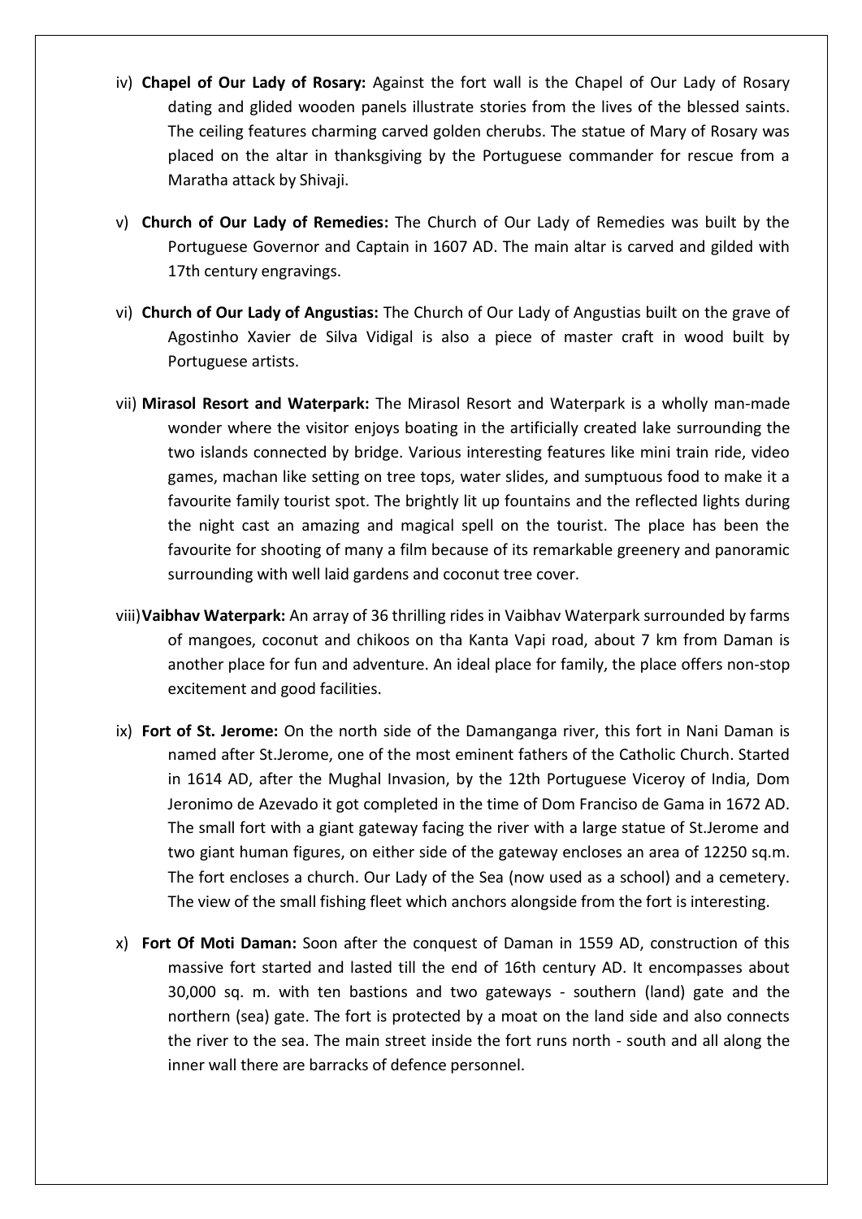iv) **Chapel of Our Lady of Rosary:** Against the fort wall is the Chapel of Our Lady of Rosary dating and glided wooden panels illustrate stories from the lives of the blessed saints. The ceiling features charming carved golden cherubs. The statue of Mary of Rosary was placed on the altar in thanksgiving by the Portuguese commander for rescue from a Maratha attack by Shivaji.

v) **Church of Our Lady of Remedies:** The Church of Our Lady of Remedies was built by the Portuguese Governor and Captain in 1607 AD. The main altar is carved and gilded with 17th century engravings.

vi) **Church of Our Lady of Angustias:** The Church of Our Lady of Angustias built on the grave of Agostinho Xavier de Silva Vidigal is also a piece of master craft in wood built by Portuguese artists.

vii) **Mirasol Resort and Waterpark:** The Mirasol Resort and Waterpark is a wholly man-made wonder where the visitor enjoys boating in the artificially created lake surrounding the two islands connected by bridge. Various interesting features like mini train ride, video games, machan like setting on tree tops, water slides, and sumptuous food to make it a favourite family tourist spot. The brightly lit up fountains and the reflected lights during the night cast an amazing and magical spell on the tourist. The place has been the favourite for shooting of many a film because of its remarkable greenery and panoramic surrounding with well laid gardens and coconut tree cover.

viii) **Vaibhav Waterpark:** An array of 36 thrilling rides in Vaibhav Waterpark surrounded by farms of mangoes, coconut and chikoos on tha Kanta Vapi road, about 7 km from Daman is another place for fun and adventure. An ideal place for family, the place offers non-stop excitement and good facilities.

ix) **Fort of St. Jerome:** On the north side of the Damanganga river, this fort in Nani Daman is named after St.Jerome, one of the most eminent fathers of the Catholic Church. Started in 1614 AD, after the Mughal Invasion, by the 12th Portuguese Viceroy of India, Dom Jeronimo de Azevado it got completed in the time of Dom Franciso de Gama in 1672 AD. The small fort with a giant gateway facing the river with a large statue of St.Jerome and two giant human figures, on either side of the gateway encloses an area of 12250 sq.m. The fort encloses a church. Our Lady of the Sea (now used as a school) and a cemetery. The view of the small fishing fleet which anchors alongside from the fort is interesting.

x) **Fort Of Moti Daman:** Soon after the conquest of Daman in 1559 AD, construction of this massive fort started and lasted till the end of 16th century AD. It encompasses about 30,000 sq. m. with ten bastions and two gateways - southern (land) gate and the northern (sea) gate. The fort is protected by a moat on the land side and also connects the river to the sea. The main street inside the fort runs north - south and all along the inner wall there are barracks of defence personnel.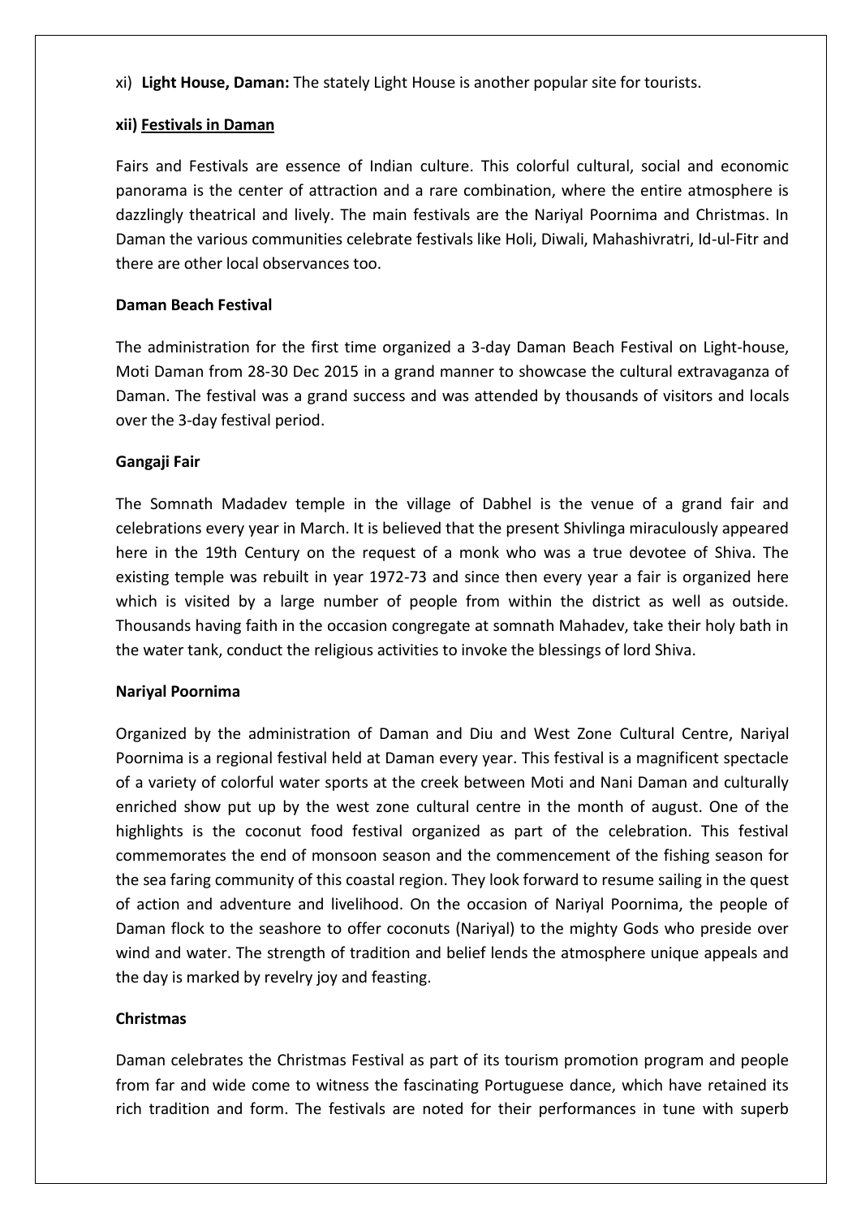xi) **Light House, Daman:** The stately Light House is another popular site for tourists.

**xii) Festivals in Daman**

Fairs and Festivals are essence of Indian culture. This colorful cultural, social and economic panorama is the center of attraction and a rare combination, where the entire atmosphere is dazzlingly theatrical and lively. The main festivals are the Nariyal Poornima and Christmas. In Daman the various communities celebrate festivals like Holi, Diwali, Mahashivratri, Id-ul-Fitr and there are other local observances too.

**Daman Beach Festival**

The administration for the first time organized a 3-day Daman Beach Festival on Light-house, Moti Daman from 28-30 Dec 2015 in a grand manner to showcase the cultural extravaganza of Daman. The festival was a grand success and was attended by thousands of visitors and locals over the 3-day festival period.

**Gangaji Fair**

The Somnath Madadev temple in the village of Dabhel is the venue of a grand fair and celebrations every year in March. It is believed that the present Shivlinga miraculously appeared here in the 19th Century on the request of a monk who was a true devotee of Shiva. The existing temple was rebuilt in year 1972-73 and since then every year a fair is organized here which is visited by a large number of people from within the district as well as outside. Thousands having faith in the occasion congregate at somnath Mahadev, take their holy bath in the water tank, conduct the religious activities to invoke the blessings of lord Shiva.

**Nariyal Poornima**

Organized by the administration of Daman and Diu and West Zone Cultural Centre, Nariyal Poornima is a regional festival held at Daman every year. This festival is a magnificent spectacle of a variety of colorful water sports at the creek between Moti and Nani Daman and culturally enriched show put up by the west zone cultural centre in the month of august. One of the highlights is the coconut food festival organized as part of the celebration. This festival commemorates the end of monsoon season and the commencement of the fishing season for the sea faring community of this coastal region. They look forward to resume sailing in the quest of action and adventure and livelihood. On the occasion of Nariyal Poornima, the people of Daman flock to the seashore to offer coconuts (Nariyal) to the mighty Gods who preside over wind and water. The strength of tradition and belief lends the atmosphere unique appeals and the day is marked by revelry joy and feasting.

**Christmas**

Daman celebrates the Christmas Festival as part of its tourism promotion program and people from far and wide come to witness the fascinating Portuguese dance, which have retained its rich tradition and form. The festivals are noted for their performances in tune with superb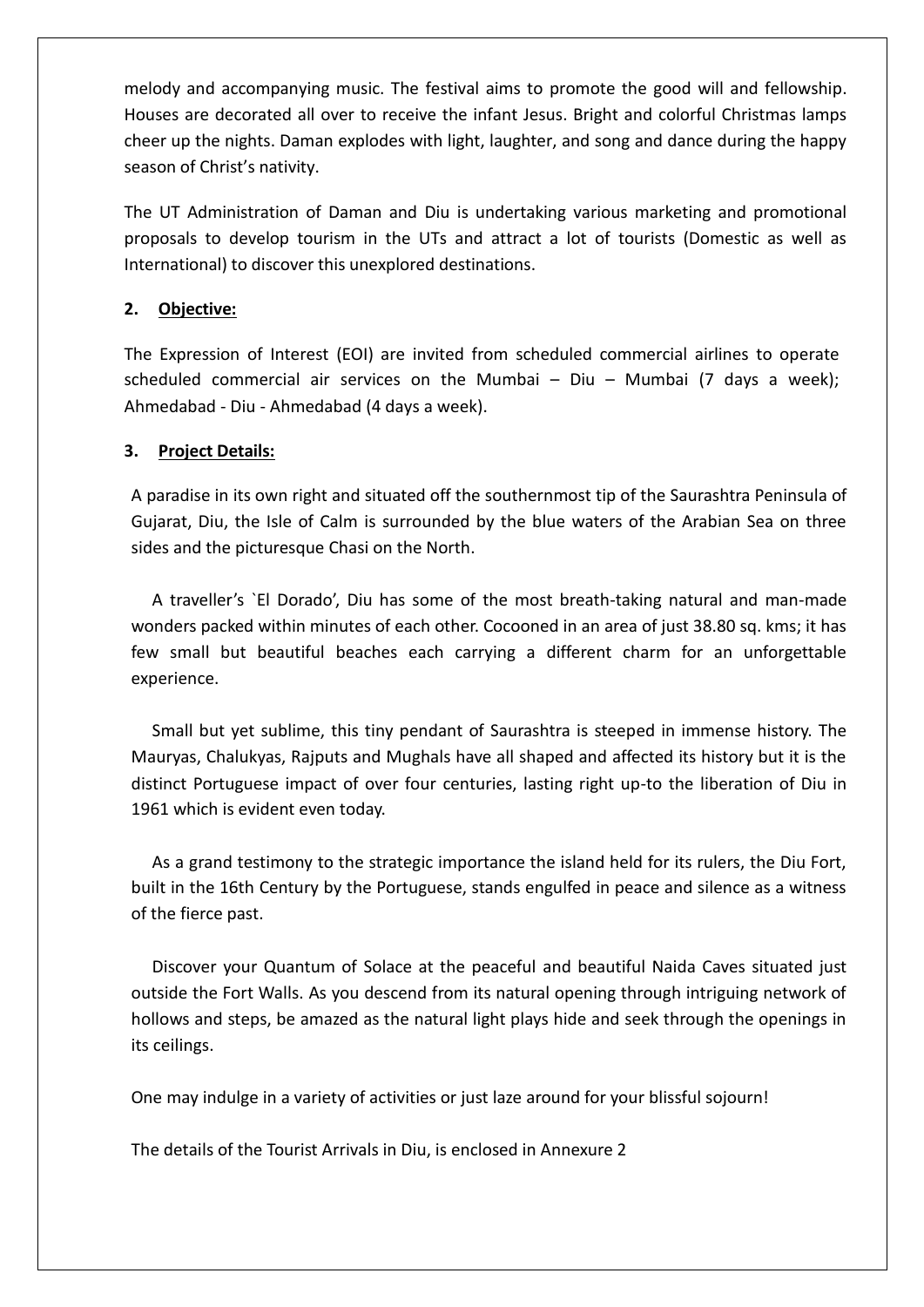melody and accompanying music. The festival aims to promote the good will and fellowship. Houses are decorated all over to receive the infant Jesus. Bright and colorful Christmas lamps cheer up the nights. Daman explodes with light, laughter, and song and dance during the happy season of Christ's nativity.

The UT Administration of Daman and Diu is undertaking various marketing and promotional proposals to develop tourism in the UTs and attract a lot of tourists (Domestic as well as International) to discover this unexplored destinations.

## 2. Objective:

The Expression of Interest (EOI) are invited from scheduled commercial airlines to operate scheduled commercial air services on the Mumbai – Diu – Mumbai (7 days a week); Ahmedabad - Diu - Ahmedabad (4 days a week).

## 3. Project Details:

A paradise in its own right and situated off the southernmost tip of the Saurashtra Peninsula of Gujarat, Diu, the Isle of Calm is surrounded by the blue waters of the Arabian Sea on three sides and the picturesque Chasi on the North.

A traveller's `El Dorado', Diu has some of the most breath-taking natural and man-made wonders packed within minutes of each other. Cocooned in an area of just 38.80 sq. kms; it has few small but beautiful beaches each carrying a different charm for an unforgettable experience.

Small but yet sublime, this tiny pendant of Saurashtra is steeped in immense history. The Mauryas, Chalukyas, Rajputs and Mughals have all shaped and affected its history but it is the distinct Portuguese impact of over four centuries, lasting right up-to the liberation of Diu in 1961 which is evident even today.

As a grand testimony to the strategic importance the island held for its rulers, the Diu Fort, built in the 16th Century by the Portuguese, stands engulfed in peace and silence as a witness of the fierce past.

Discover your Quantum of Solace at the peaceful and beautiful Naida Caves situated just outside the Fort Walls. As you descend from its natural opening through intriguing network of hollows and steps, be amazed as the natural light plays hide and seek through the openings in its ceilings.

One may indulge in a variety of activities or just laze around for your blissful sojourn!

The details of the Tourist Arrivals in Diu, is enclosed in Annexure 2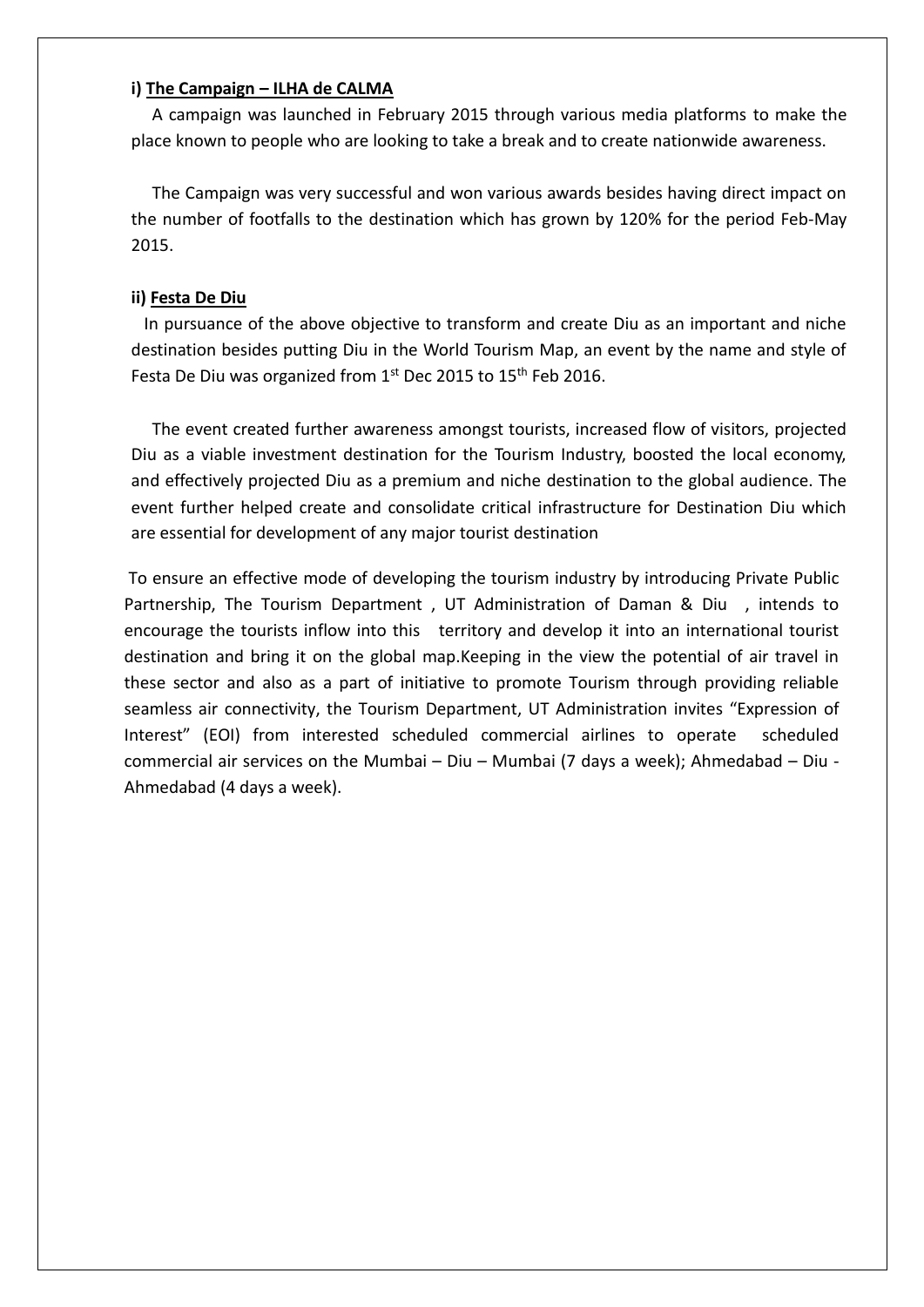**i) <u>The Campaign – ILHA de CALMA</u>**

A campaign was launched in February 2015 through various media platforms to make the place known to people who are looking to take a break and to create nationwide awareness.

The Campaign was very successful and won various awards besides having direct impact on the number of footfalls to the destination which has grown by 120% for the period Feb-May 2015.

**ii) <u>Festa De Diu</u>**

In pursuance of the above objective to transform and create Diu as an important and niche destination besides putting Diu in the World Tourism Map, an event by the name and style of Festa De Diu was organized from 1st Dec 2015 to 15th Feb 2016.

The event created further awareness amongst tourists, increased flow of visitors, projected Diu as a viable investment destination for the Tourism Industry, boosted the local economy, and effectively projected Diu as a premium and niche destination to the global audience. The event further helped create and consolidate critical infrastructure for Destination Diu which are essential for development of any major tourist destination

To ensure an effective mode of developing the tourism industry by introducing Private Public Partnership, The Tourism Department , UT Administration of Daman & Diu , intends to encourage the tourists inflow into this territory and develop it into an international tourist destination and bring it on the global map.Keeping in the view the potential of air travel in these sector and also as a part of initiative to promote Tourism through providing reliable seamless air connectivity, the Tourism Department, UT Administration invites "Expression of Interest" (EOI) from interested scheduled commercial airlines to operate scheduled commercial air services on the Mumbai – Diu – Mumbai (7 days a week); Ahmedabad – Diu - Ahmedabad (4 days a week).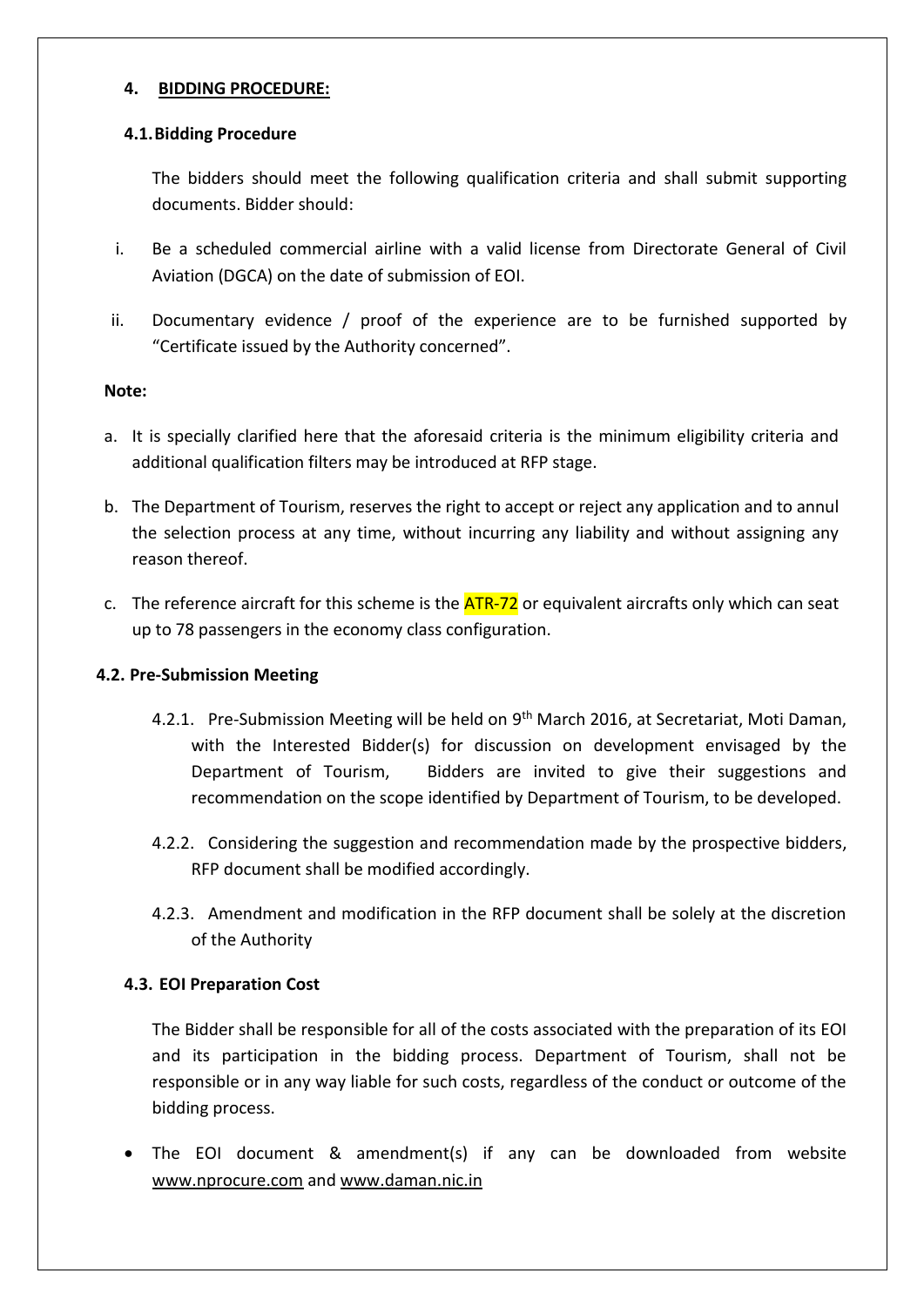## 4. BIDDING PROCEDURE:

### 4.1. Bidding Procedure

The bidders should meet the following qualification criteria and shall submit supporting documents. Bidder should:

i. Be a scheduled commercial airline with a valid license from Directorate General of Civil Aviation (DGCA) on the date of submission of EOI.

ii. Documentary evidence / proof of the experience are to be furnished supported by "Certificate issued by the Authority concerned".

**Note:**

a. It is specially clarified here that the aforesaid criteria is the minimum eligibility criteria and additional qualification filters may be introduced at RFP stage.

b. The Department of Tourism, reserves the right to accept or reject any application and to annul the selection process at any time, without incurring any liability and without assigning any reason thereof.

c. The reference aircraft for this scheme is the ATR-72 or equivalent aircrafts only which can seat up to 78 passengers in the economy class configuration.

### 4.2. Pre-Submission Meeting

4.2.1. Pre-Submission Meeting will be held on 9th March 2016, at Secretariat, Moti Daman, with the Interested Bidder(s) for discussion on development envisaged by the Department of Tourism, Bidders are invited to give their suggestions and recommendation on the scope identified by Department of Tourism, to be developed.

4.2.2. Considering the suggestion and recommendation made by the prospective bidders, RFP document shall be modified accordingly.

4.2.3. Amendment and modification in the RFP document shall be solely at the discretion of the Authority

### 4.3. EOI Preparation Cost

The Bidder shall be responsible for all of the costs associated with the preparation of its EOI and its participation in the bidding process. Department of Tourism, shall not be responsible or in any way liable for such costs, regardless of the conduct or outcome of the bidding process.

- The EOI document & amendment(s) if any can be downloaded from website www.nprocure.com and www.daman.nic.in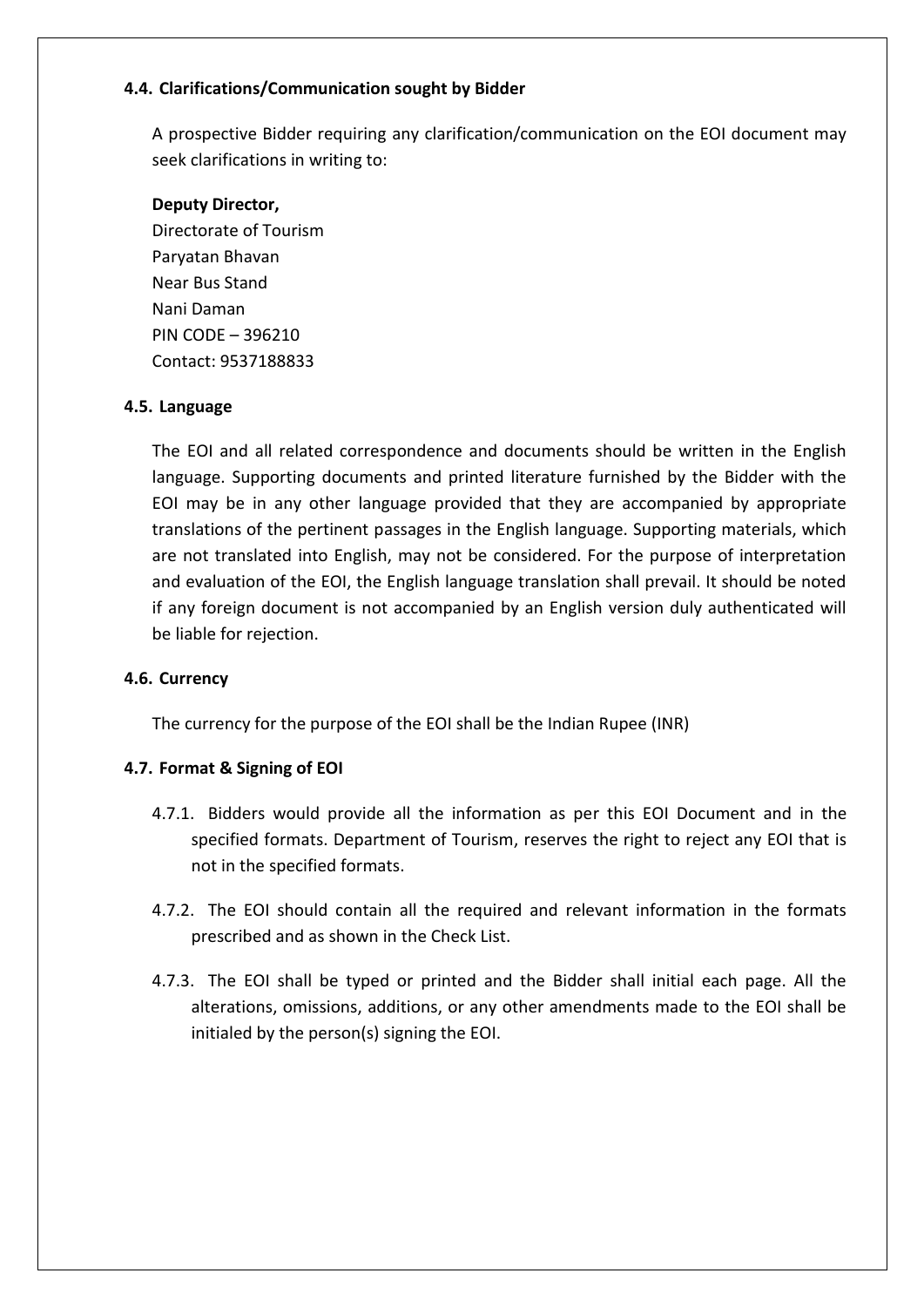### 4.4. Clarifications/Communication sought by Bidder

A prospective Bidder requiring any clarification/communication on the EOI document may seek clarifications in writing to:

**Deputy Director,**
Directorate of Tourism
Paryatan Bhavan
Near Bus Stand
Nani Daman
PIN CODE – 396210
Contact: 9537188833

### 4.5. Language

The EOI and all related correspondence and documents should be written in the English language. Supporting documents and printed literature furnished by the Bidder with the EOI may be in any other language provided that they are accompanied by appropriate translations of the pertinent passages in the English language. Supporting materials, which are not translated into English, may not be considered. For the purpose of interpretation and evaluation of the EOI, the English language translation shall prevail. It should be noted if any foreign document is not accompanied by an English version duly authenticated will be liable for rejection.

### 4.6. Currency

The currency for the purpose of the EOI shall be the Indian Rupee (INR)

### 4.7. Format & Signing of EOI

4.7.1. Bidders would provide all the information as per this EOI Document and in the specified formats. Department of Tourism, reserves the right to reject any EOI that is not in the specified formats.

4.7.2. The EOI should contain all the required and relevant information in the formats prescribed and as shown in the Check List.

4.7.3. The EOI shall be typed or printed and the Bidder shall initial each page. All the alterations, omissions, additions, or any other amendments made to the EOI shall be initialed by the person(s) signing the EOI.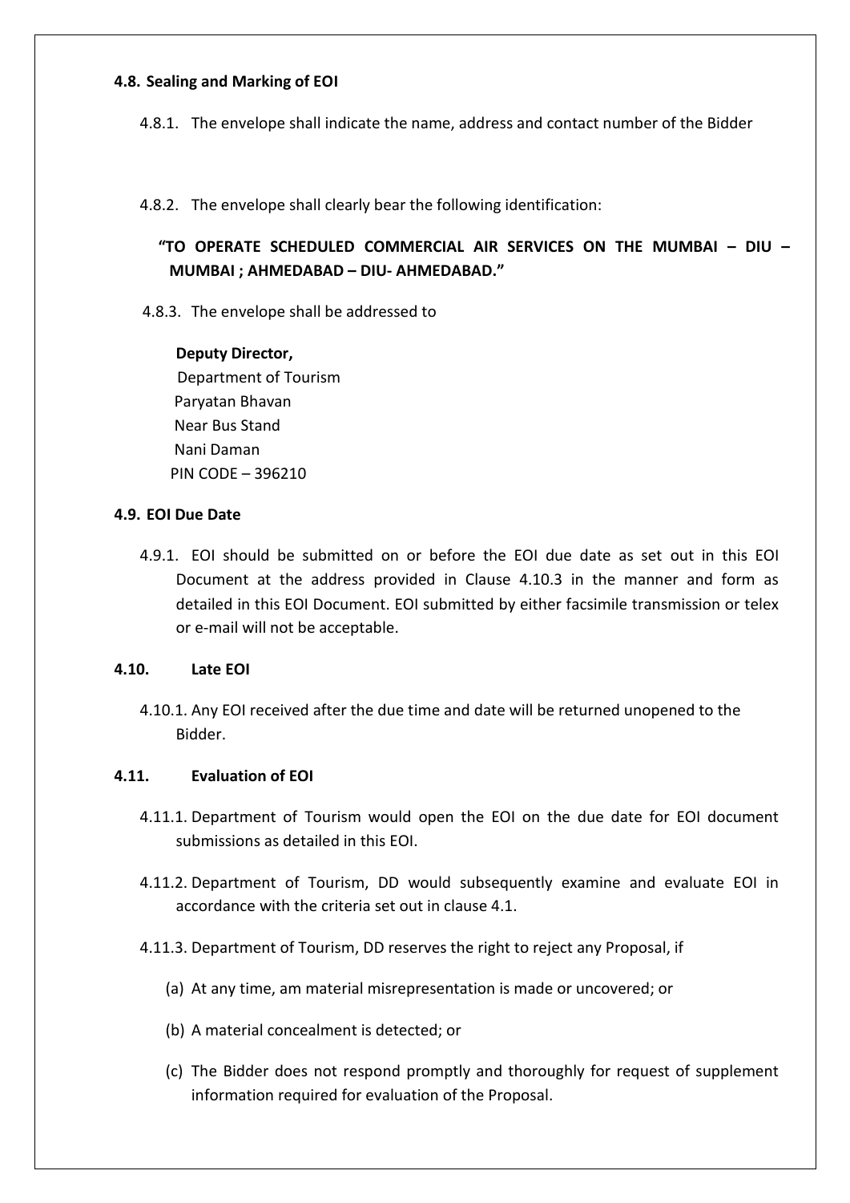### 4.8. Sealing and Marking of EOI

4.8.1. The envelope shall indicate the name, address and contact number of the Bidder

4.8.2. The envelope shall clearly bear the following identification:

**"TO OPERATE SCHEDULED COMMERCIAL AIR SERVICES ON THE MUMBAI – DIU – MUMBAI ; AHMEDABAD – DIU- AHMEDABAD."**

4.8.3. The envelope shall be addressed to

**Deputy Director,**
Department of Tourism
Paryatan Bhavan
Near Bus Stand
Nani Daman
PIN CODE – 396210

### 4.9. EOI Due Date

4.9.1. EOI should be submitted on or before the EOI due date as set out in this EOI Document at the address provided in Clause 4.10.3 in the manner and form as detailed in this EOI Document. EOI submitted by either facsimile transmission or telex or e-mail will not be acceptable.

### 4.10. Late EOI

4.10.1. Any EOI received after the due time and date will be returned unopened to the Bidder.

### 4.11. Evaluation of EOI

4.11.1. Department of Tourism would open the EOI on the due date for EOI document submissions as detailed in this EOI.

4.11.2. Department of Tourism, DD would subsequently examine and evaluate EOI in accordance with the criteria set out in clause 4.1.

4.11.3. Department of Tourism, DD reserves the right to reject any Proposal, if

(a) At any time, am material misrepresentation is made or uncovered; or

(b) A material concealment is detected; or

(c) The Bidder does not respond promptly and thoroughly for request of supplement information required for evaluation of the Proposal.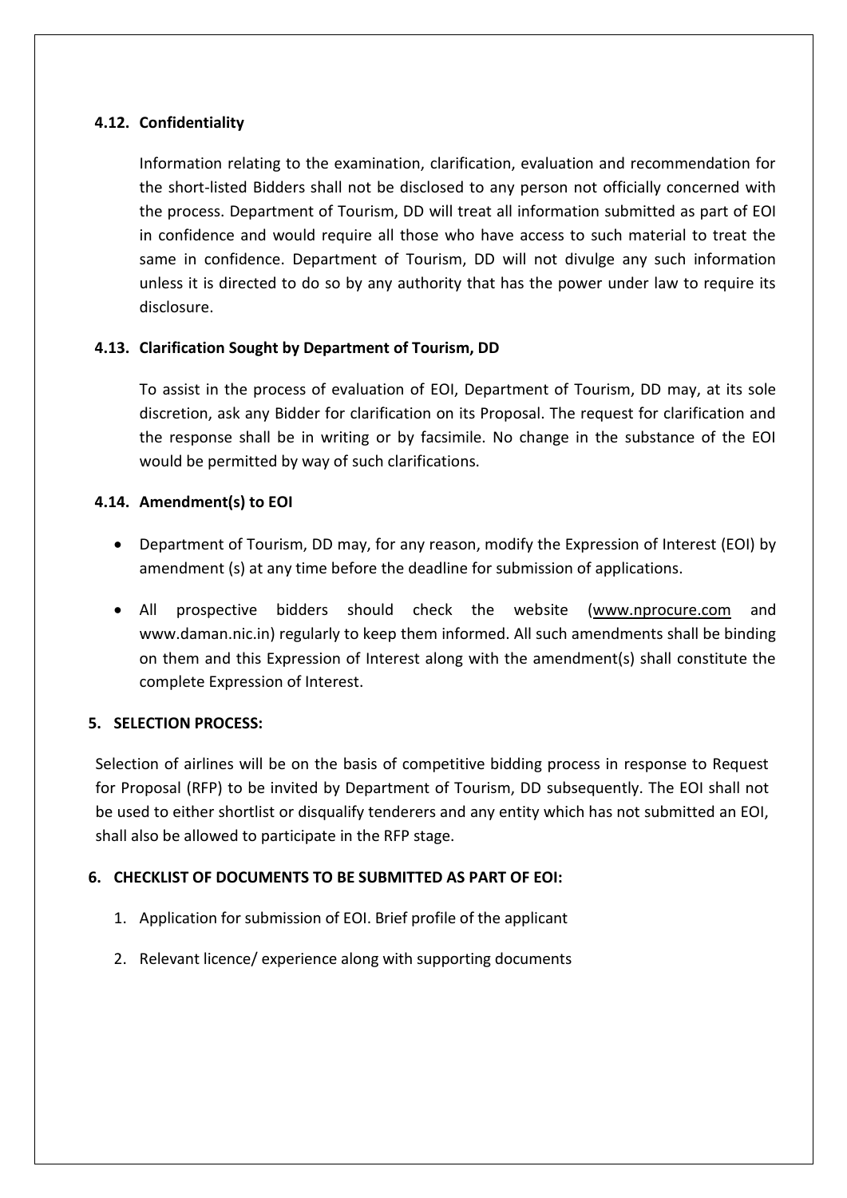### 4.12. Confidentiality

Information relating to the examination, clarification, evaluation and recommendation for the short-listed Bidders shall not be disclosed to any person not officially concerned with the process. Department of Tourism, DD will treat all information submitted as part of EOI in confidence and would require all those who have access to such material to treat the same in confidence. Department of Tourism, DD will not divulge any such information unless it is directed to do so by any authority that has the power under law to require its disclosure.

### 4.13. Clarification Sought by Department of Tourism, DD

To assist in the process of evaluation of EOI, Department of Tourism, DD may, at its sole discretion, ask any Bidder for clarification on its Proposal. The request for clarification and the response shall be in writing or by facsimile. No change in the substance of the EOI would be permitted by way of such clarifications.

### 4.14. Amendment(s) to EOI

- Department of Tourism, DD may, for any reason, modify the Expression of Interest (EOI) by amendment (s) at any time before the deadline for submission of applications.
- All prospective bidders should check the website (www.nprocure.com and www.daman.nic.in) regularly to keep them informed. All such amendments shall be binding on them and this Expression of Interest along with the amendment(s) shall constitute the complete Expression of Interest.

## 5. SELECTION PROCESS:

Selection of airlines will be on the basis of competitive bidding process in response to Request for Proposal (RFP) to be invited by Department of Tourism, DD subsequently. The EOI shall not be used to either shortlist or disqualify tenderers and any entity which has not submitted an EOI, shall also be allowed to participate in the RFP stage.

## 6. CHECKLIST OF DOCUMENTS TO BE SUBMITTED AS PART OF EOI:

1. Application for submission of EOI. Brief profile of the applicant
2. Relevant licence/ experience along with supporting documents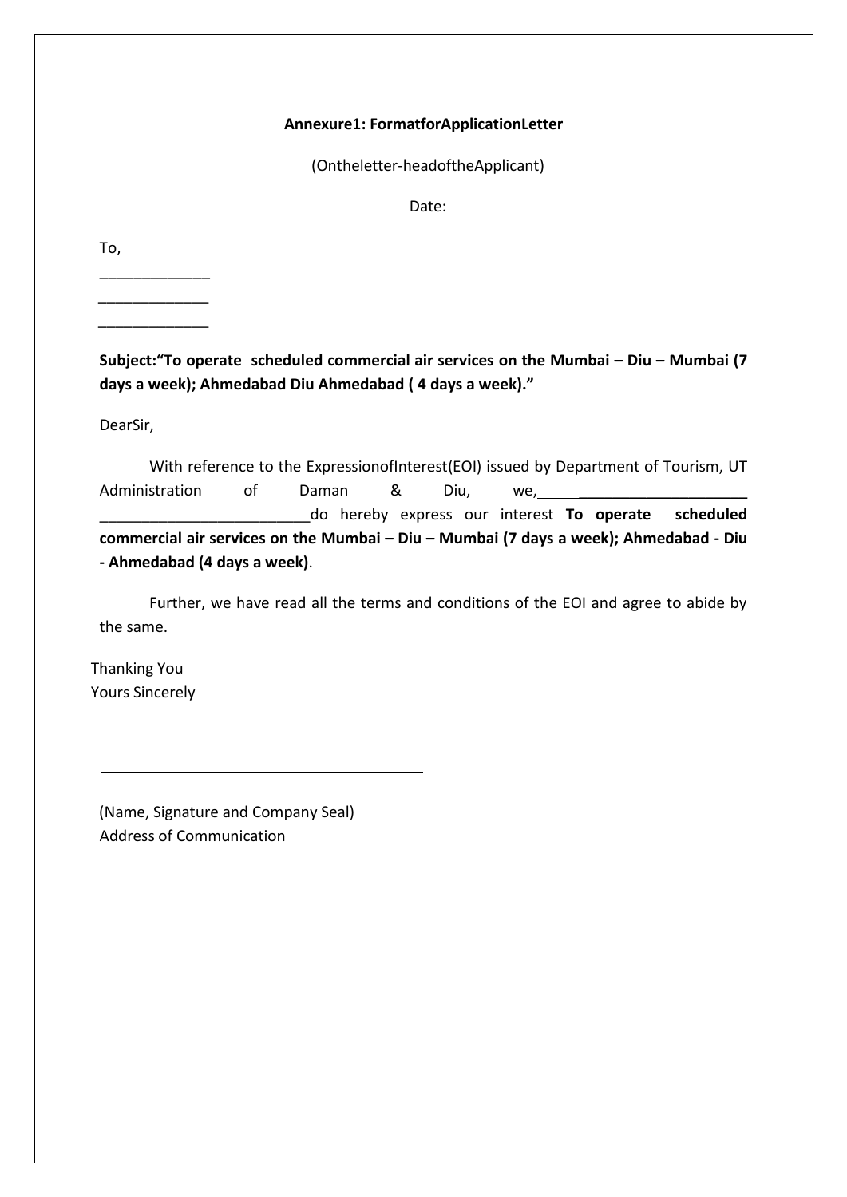**Annexure1: FormatforApplicationLetter**

(Ontheletter-headoftheApplicant)

Date:

To,

_____________

_____________

_____________

**Subject:"To operate scheduled commercial air services on the Mumbai – Diu – Mumbai (7 days a week); Ahmedabad Diu Ahmedabad ( 4 days a week)."**

DearSir,

With reference to the ExpressionofInterest(EOI) issued by Department of Tourism, UT Administration of Daman & Diu, we,_________________________ _________________________do hereby express our interest **To operate scheduled commercial air services on the Mumbai – Diu – Mumbai (7 days a week); Ahmedabad - Diu - Ahmedabad (4 days a week)**.

Further, we have read all the terms and conditions of the EOI and agree to abide by the same.

Thanking You
Yours Sincerely

________________________________________

(Name, Signature and Company Seal)
Address of Communication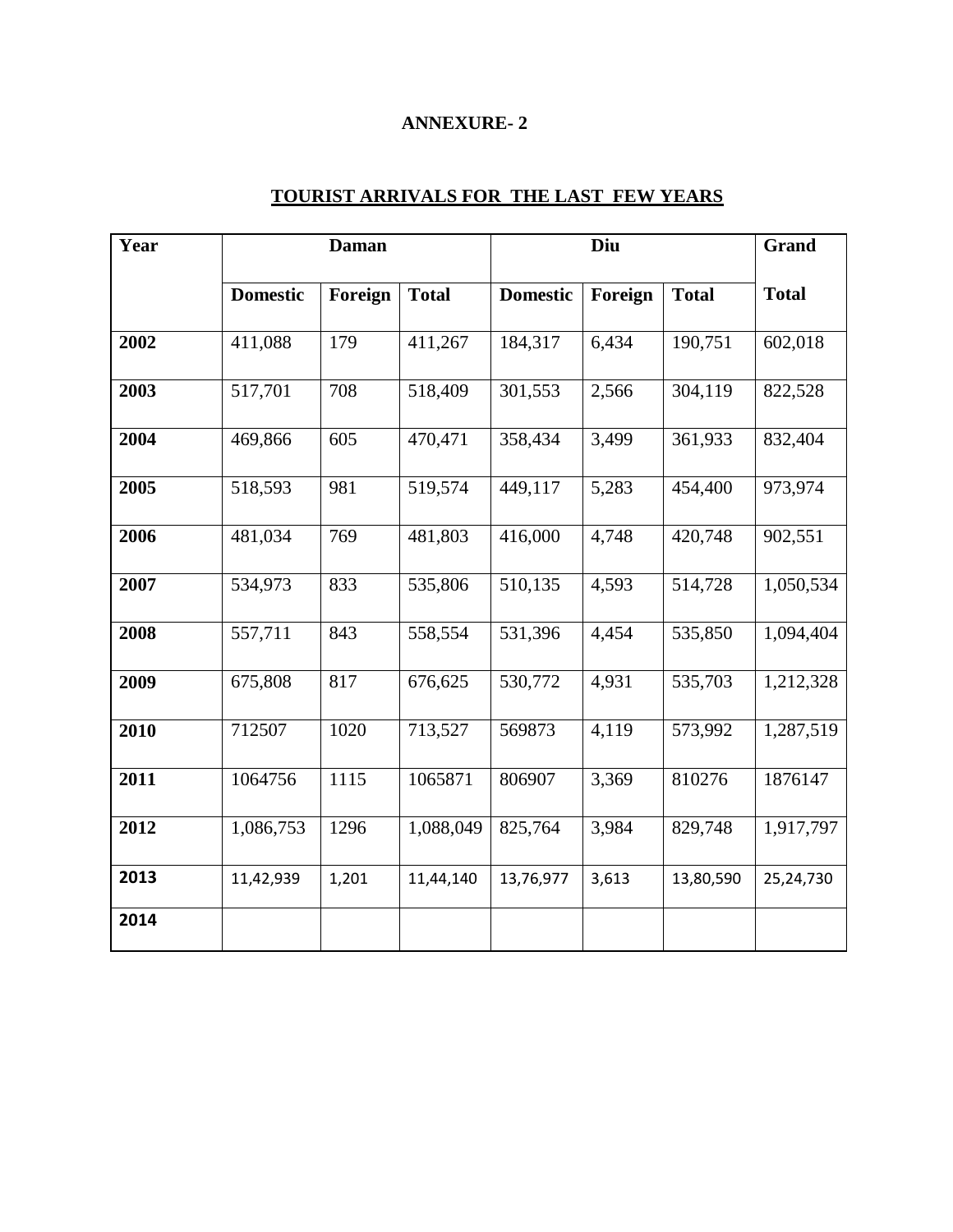**ANNEXURE- 2**

**TOURIST ARRIVALS FOR THE LAST FEW YEARS**

| Year | Daman | | | Diu | | | Grand Total |
|---|---|---|---|---|---|---|---|
| | Domestic | Foreign | Total | Domestic | Foreign | Total | |
| 2002 | 411,088 | 179 | 411,267 | 184,317 | 6,434 | 190,751 | 602,018 |
| 2003 | 517,701 | 708 | 518,409 | 301,553 | 2,566 | 304,119 | 822,528 |
| 2004 | 469,866 | 605 | 470,471 | 358,434 | 3,499 | 361,933 | 832,404 |
| 2005 | 518,593 | 981 | 519,574 | 449,117 | 5,283 | 454,400 | 973,974 |
| 2006 | 481,034 | 769 | 481,803 | 416,000 | 4,748 | 420,748 | 902,551 |
| 2007 | 534,973 | 833 | 535,806 | 510,135 | 4,593 | 514,728 | 1,050,534 |
| 2008 | 557,711 | 843 | 558,554 | 531,396 | 4,454 | 535,850 | 1,094,404 |
| 2009 | 675,808 | 817 | 676,625 | 530,772 | 4,931 | 535,703 | 1,212,328 |
| 2010 | 712507 | 1020 | 713,527 | 569873 | 4,119 | 573,992 | 1,287,519 |
| 2011 | 1064756 | 1115 | 1065871 | 806907 | 3,369 | 810276 | 1876147 |
| 2012 | 1,086,753 | 1296 | 1,088,049 | 825,764 | 3,984 | 829,748 | 1,917,797 |
| 2013 | 11,42,939 | 1,201 | 11,44,140 | 13,76,977 | 3,613 | 13,80,590 | 25,24,730 |
| 2014 | | | | | | | |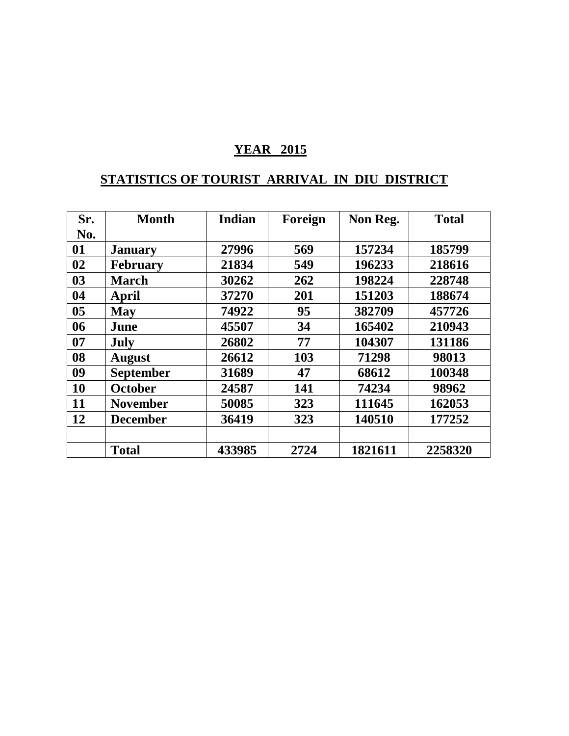**YEAR 2015**

**STATISTICS OF TOURIST ARRIVAL IN DIU DISTRICT**

| Sr. No. | Month | Indian | Foreign | Non Reg. | Total |
|---|---|---|---|---|---|
| 01 | January | 27996 | 569 | 157234 | 185799 |
| 02 | February | 21834 | 549 | 196233 | 218616 |
| 03 | March | 30262 | 262 | 198224 | 228748 |
| 04 | April | 37270 | 201 | 151203 | 188674 |
| 05 | May | 74922 | 95 | 382709 | 457726 |
| 06 | June | 45507 | 34 | 165402 | 210943 |
| 07 | July | 26802 | 77 | 104307 | 131186 |
| 08 | August | 26612 | 103 | 71298 | 98013 |
| 09 | September | 31689 | 47 | 68612 | 100348 |
| 10 | October | 24587 | 141 | 74234 | 98962 |
| 11 | November | 50085 | 323 | 111645 | 162053 |
| 12 | December | 36419 | 323 | 140510 | 177252 |
| | | | | | |
| | Total | 433985 | 2724 | 1821611 | 2258320 |